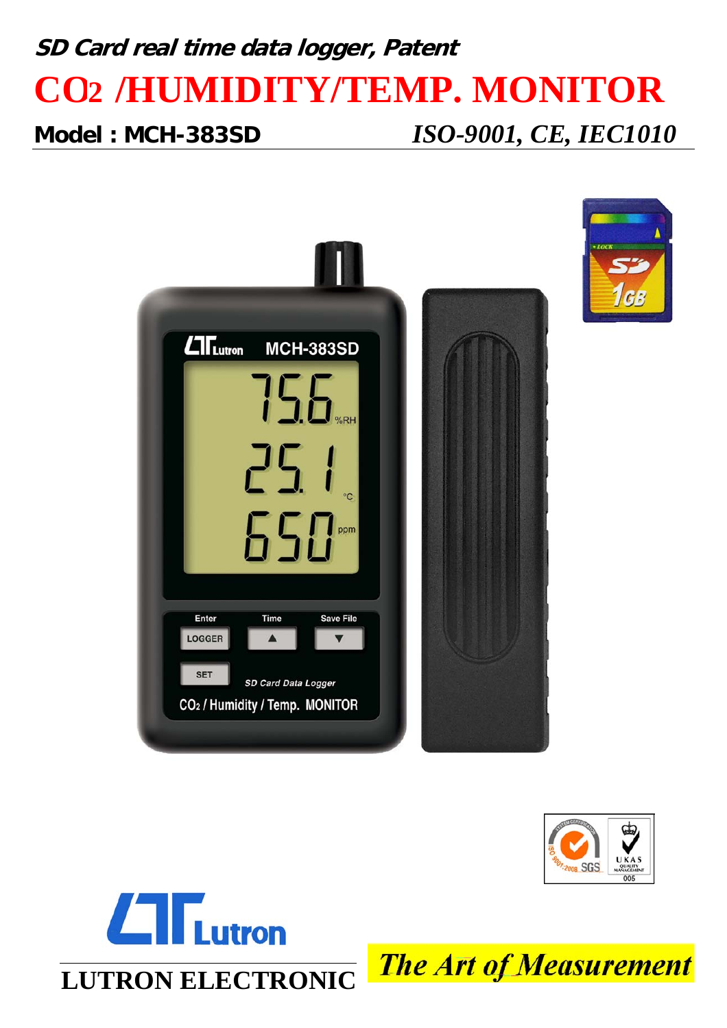***SD Card real time data logger, Patent***

# $CO_2$ /HUMIDITY/TEMP. MONITOR

**Model : MCH-383SD** *ISO-9001, CE, IEC1010*

LUTRON ELECTRONIC

*The Art of Measurement*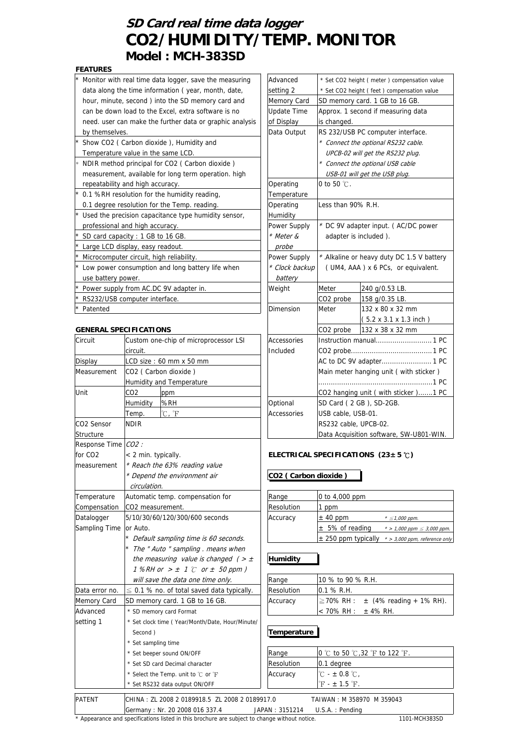# *SD Card real time data logger*

# CO2/HUMIDITY/TEMP. MONITOR

## Model : MCH-383SD

### FEATURES

* Monitor with real time data logger, save the measuring data along the time information ( year, month, date, hour, minute, second ) into the SD memory card and can be down load to the Excel, extra software is no need. user can make the further data or graphic analysis by themselves.
* Show CO2 ( Carbon dioxide ), Humidity and Temperature value in the same LCD.
* NDIR method principal for CO2 ( Carbon dioxide ) measurement, available for long term operation. high repeatability and high accuracy.
* 0.1 %RH resolution for the humidity reading, 0.1 degree resolution for the Temp. reading.
* Used the precision capacitance type humidity sensor, professional and high accuracy.
* SD card capacity : 1 GB to 16 GB.
* Large LCD display, easy readout.
* Microcomputer circuit, high reliability.
* Low power consumption and long battery life when use battery power.
* Power supply from AC.DC 9V adapter in.
* RS232/USB computer interface.
* Patented

### GENERAL SPECIFICATIONS

| | | |
|---|---|---|
| Circuit | Custom one-chip of microprocessor LSI circuit. | |
| Display | LCD size : 60 mm x 50 mm | |
| Measurement | CO2 ( Carbon dioxide ) Humidity and Temperature | |
| Unit | CO2 | ppm |
| | Humidity | %RH |
| | Temp. | ℃, ℉ |
| CO2 Sensor Structure | NDIR | |
| Response Time for CO2 measurement | *CO2 :* < 2 min. typically. *\* Reach the 63% reading value* *\* Depend the environment air circulation.* | |
| Temperature Compensation | Automatic temp. compensation for CO2 measurement. | |
| Datalogger Sampling Time | 5/10/30/60/120/300/600 seconds or Auto. *\* Default sampling time is 60 seconds.* *\* The " Auto " sampling . means when the measuring value is changed ( > ± 1 %RH or > ± 1 ℃ or ± 50 ppm ) will save the data one time only.* | |
| Data error no. | ≦ 0.1 % no. of total saved data typically. | |
| Memory Card | SD memory card. 1 GB to 16 GB. | |
| Advanced setting 1 | * SD memory card Format<br>* Set clock time ( Year/Month/Date, Hour/Minute/ Second )<br>* Set sampling time<br>* Set beeper sound ON/OFF<br>* Set SD card Decimal character<br>* Select the Temp. unit to ℃ or ℉<br>* Set RS232 data output ON/OFF | |
| Advanced setting 2 | * Set CO2 height ( meter ) compensation value<br>* Set CO2 height ( feet ) compensation value | |
| Memory Card | SD memory card. 1 GB to 16 GB. | |
| Update Time of Display | Approx. 1 second if measuring data is changed. | |
| Data Output | RS 232/USB PC computer interface. *\* Connect the optional RS232 cable. UPCB-02 will get the RS232 plug.* *\* Connect the optional USB cable USB-01 will get the USB plug.* | |
| Operating Temperature | 0 to 50 ℃. | |
| Operating Humidity | Less than 90% R.H. | |
| Power Supply *\* Meter & probe* | * DC 9V adapter input. ( AC/DC power adapter is included ). | |
| Power Supply *\* Clock backup battery* | *.Alkaline or heavy duty DC 1.5 V battery ( UM4, AAA ) x 6 PCs, or equivalent. | |
| Weight | Meter | 240 g/0.53 LB. |
| | CO2 probe | 158 g/0.35 LB. |
| Dimension | Meter | 132 x 80 x 32 mm ( 5.2 x 3.1 x 1.3 inch ) |
| | CO2 probe | 132 x 38 x 32 mm |
| Accessories Included | Instruction manual........................... 1 PC<br>CO2 probe....................................... 1 PC<br>AC to DC 9V adapter........................ 1 PC<br>Main meter hanging unit ( with sticker ) .......................................................1 PC<br>CO2 hanging unit ( with sticker ).......1 PC | |
| Optional Accessories | SD Card ( 2 GB ), SD-2GB.<br>USB cable, USB-01.<br>RS232 cable, UPCB-02.<br>Data Acquisition software, SW-U801-WIN. | |

### ELECTRICAL SPECIFICATIONS (23±5 ℃)

#### CO2 ( Carbon dioxide )

| | | |
|---|---|---|
| Range | 0 to 4,000 ppm | |
| Resolution | 1 ppm | |
| Accuracy | ± 40 ppm | *\* ≦1,000 ppm.* |
| | ± 5% of reading | *\* > 1,000 ppm ≦ 3,000 ppm.* |
| | ± 250 ppm typically | *\* > 3,000 ppm, reference only* |

#### Humidity

| | |
|---|---|
| Range | 10 % to 90 % R.H. |
| Resolution | 0.1 % R.H. |
| Accuracy | ≧70% RH : ± (4% reading + 1% RH).<br>< 70% RH : ± 4% RH. |

#### Temperature

| | |
|---|---|
| Range | 0 ℃ to 50 ℃,32 ℉ to 122 ℉. |
| Resolution | 0.1 degree |
| Accuracy | ℃ - ± 0.8 ℃,<br>℉ - ± 1.5 ℉. |

| | |
|---|---|
| PATENT | CHINA : ZL 2008 2 0189918.5 ZL 2008 2 0189917.0 TAIWAN : M 358970 M 359043<br>Germany : Nr. 20 2008 016 337.4 JAPAN : 3151214 U.S.A. : Pending |

\* Appearance and specifications listed in this brochure are subject to change without notice.

1101-MCH383SD